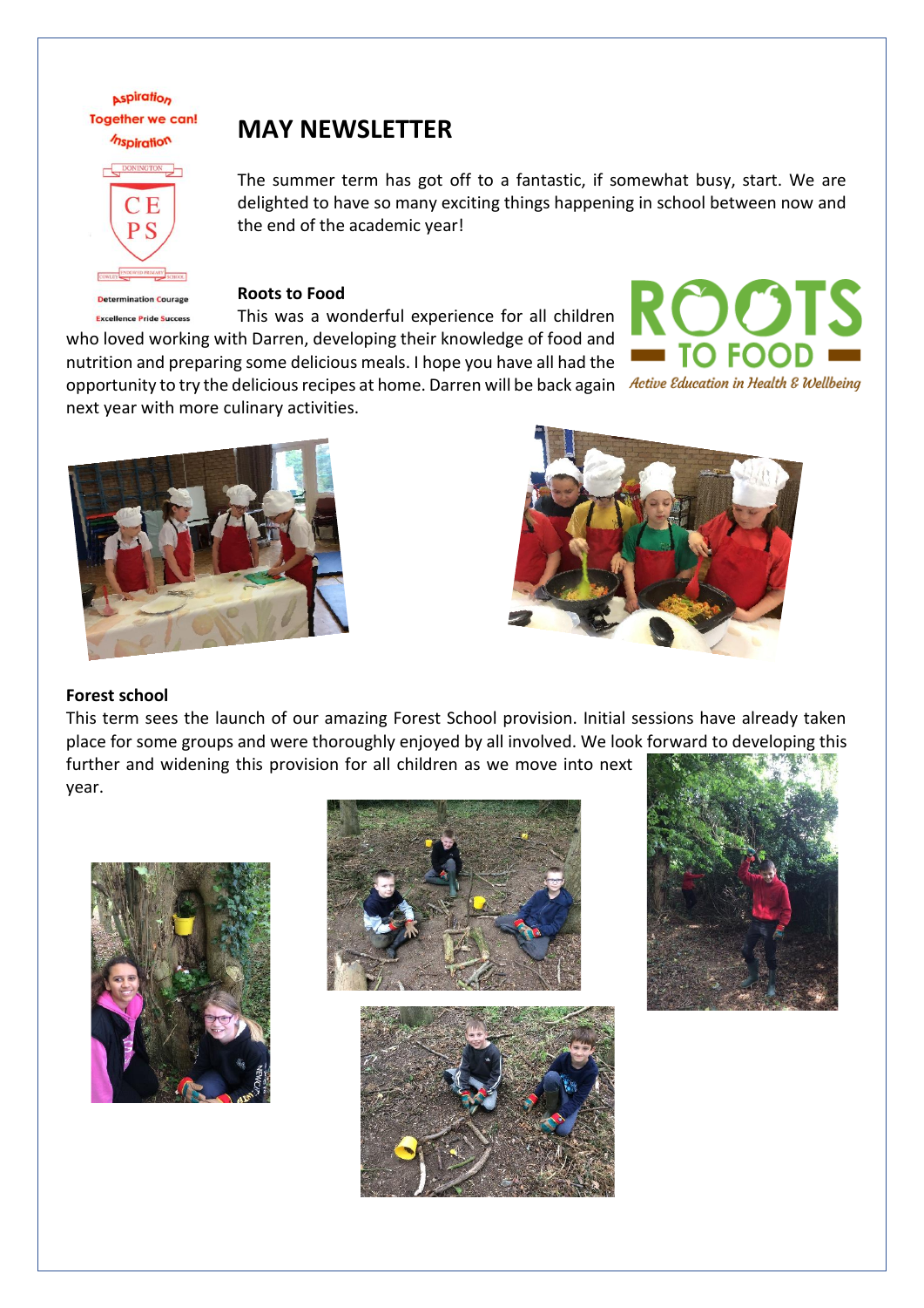# MAY NEWSLETTER

The summer term has got off to a fantastic, if somewhat busy, start. We are delighted to have so many exciting things happening in school between now and the end of the academic year!

### Roots to Food

This was a wonderful experience for all children who loved working with Darren, developing their knowledge of food and nutrition and preparing some delicious meals. I hope you have all had the opportunity to try the delicious recipes at home. Darren will be back again next year with more culinary activities.

### Forest school

This term sees the launch of our amazing Forest School provision. Initial sessions have already taken place for some groups and were thoroughly enjoyed by all involved. We look forward to developing this further and widening this provision for all children as we move into next year.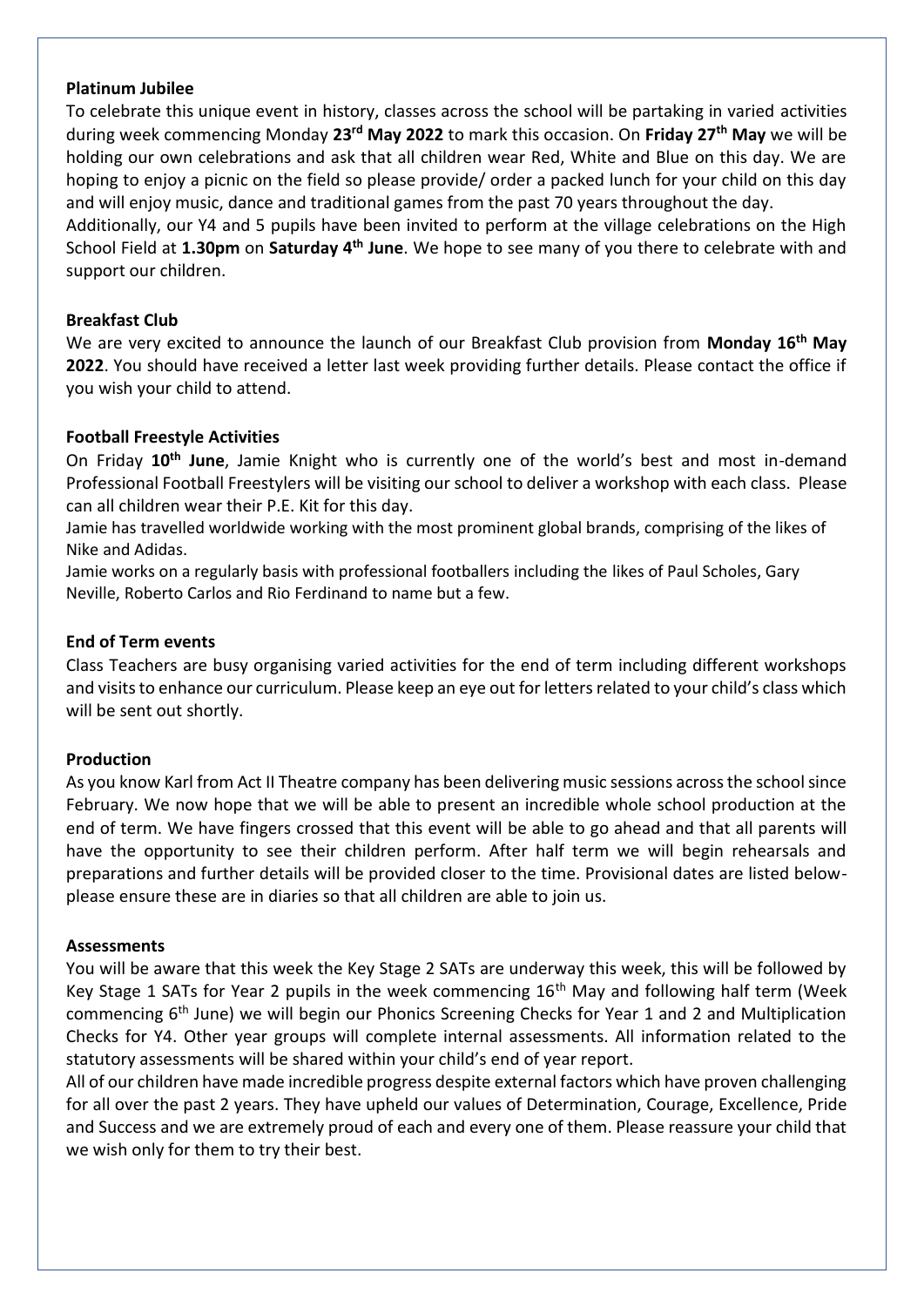**Platinum Jubilee**

To celebrate this unique event in history, classes across the school will be partaking in varied activities during week commencing Monday **23rd May 2022** to mark this occasion. On **Friday 27th May** we will be holding our own celebrations and ask that all children wear Red, White and Blue on this day. We are hoping to enjoy a picnic on the field so please provide/ order a packed lunch for your child on this day and will enjoy music, dance and traditional games from the past 70 years throughout the day.

Additionally, our Y4 and 5 pupils have been invited to perform at the village celebrations on the High School Field at **1.30pm** on **Saturday 4th June**. We hope to see many of you there to celebrate with and support our children.

**Breakfast Club**

We are very excited to announce the launch of our Breakfast Club provision from **Monday 16th May 2022**. You should have received a letter last week providing further details. Please contact the office if you wish your child to attend.

**Football Freestyle Activities**

On Friday **10th June**, Jamie Knight who is currently one of the world's best and most in-demand Professional Football Freestylers will be visiting our school to deliver a workshop with each class. Please can all children wear their P.E. Kit for this day.

Jamie has travelled worldwide working with the most prominent global brands, comprising of the likes of Nike and Adidas.

Jamie works on a regularly basis with professional footballers including the likes of Paul Scholes, Gary Neville, Roberto Carlos and Rio Ferdinand to name but a few.

**End of Term events**

Class Teachers are busy organising varied activities for the end of term including different workshops and visits to enhance our curriculum. Please keep an eye out for letters related to your child's class which will be sent out shortly.

**Production**

As you know Karl from Act II Theatre company has been delivering music sessions across the school since February. We now hope that we will be able to present an incredible whole school production at the end of term. We have fingers crossed that this event will be able to go ahead and that all parents will have the opportunity to see their children perform. After half term we will begin rehearsals and preparations and further details will be provided closer to the time. Provisional dates are listed below- please ensure these are in diaries so that all children are able to join us.

**Assessments**

You will be aware that this week the Key Stage 2 SATs are underway this week, this will be followed by Key Stage 1 SATs for Year 2 pupils in the week commencing 16th May and following half term (Week commencing 6th June) we will begin our Phonics Screening Checks for Year 1 and 2 and Multiplication Checks for Y4. Other year groups will complete internal assessments. All information related to the statutory assessments will be shared within your child's end of year report.

All of our children have made incredible progress despite external factors which have proven challenging for all over the past 2 years. They have upheld our values of Determination, Courage, Excellence, Pride and Success and we are extremely proud of each and every one of them. Please reassure your child that we wish only for them to try their best.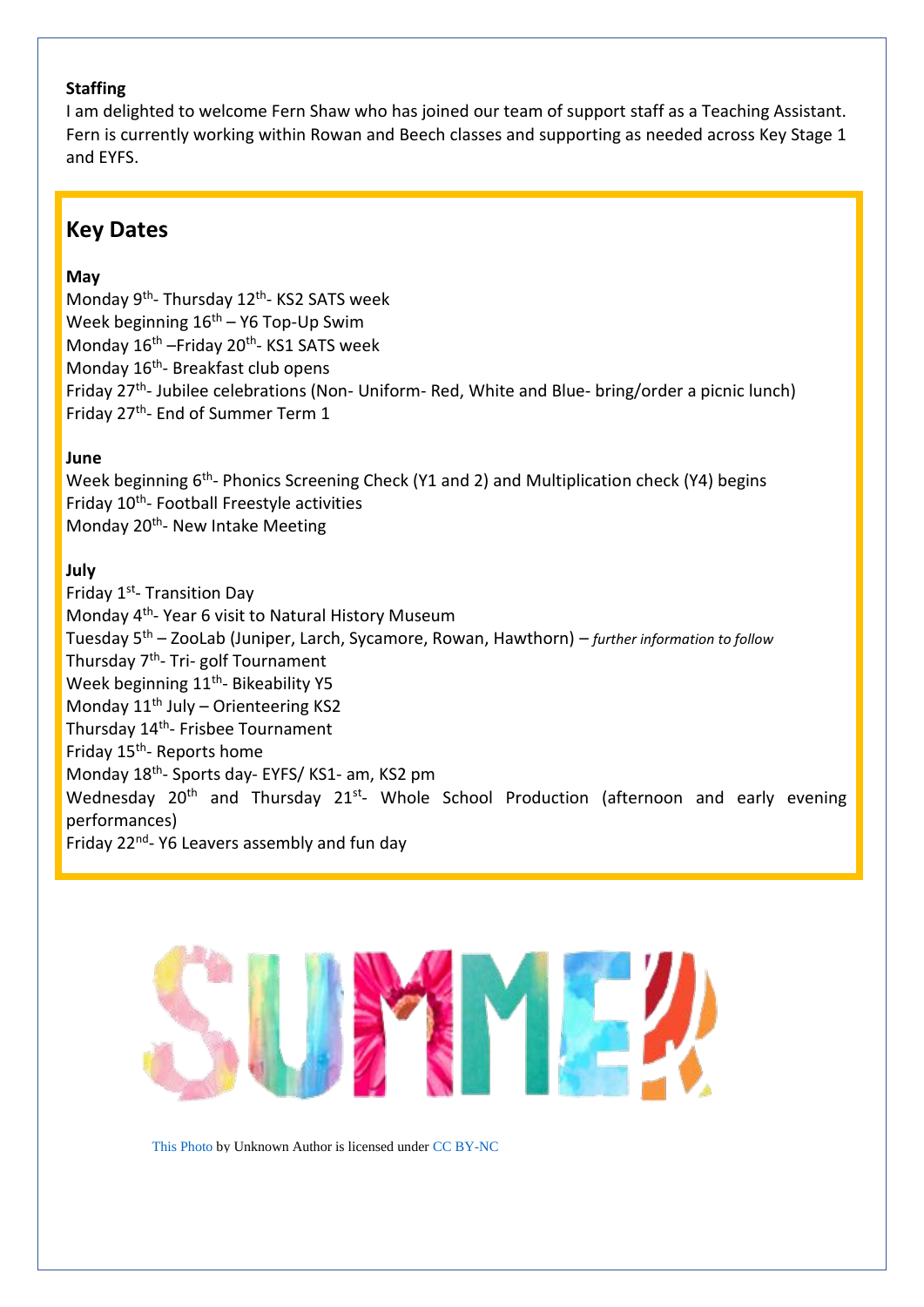**Staffing**

I am delighted to welcome Fern Shaw who has joined our team of support staff as a Teaching Assistant. Fern is currently working within Rowan and Beech classes and supporting as needed across Key Stage 1 and EYFS.

## Key Dates

**May**

Monday 9th- Thursday 12th- KS2 SATS week
Week beginning 16th – Y6 Top-Up Swim
Monday 16th –Friday 20th- KS1 SATS week
Monday 16th- Breakfast club opens
Friday 27th- Jubilee celebrations (Non- Uniform- Red, White and Blue- bring/order a picnic lunch)
Friday 27th- End of Summer Term 1

**June**

Week beginning 6th- Phonics Screening Check (Y1 and 2) and Multiplication check (Y4) begins
Friday 10th- Football Freestyle activities
Monday 20th- New Intake Meeting

**July**

Friday 1st- Transition Day
Monday 4th- Year 6 visit to Natural History Museum
Tuesday 5th – ZooLab (Juniper, Larch, Sycamore, Rowan, Hawthorn) – *further information to follow*
Thursday 7th- Tri- golf Tournament
Week beginning 11th- Bikeability Y5
Monday 11th July – Orienteering KS2
Thursday 14th- Frisbee Tournament
Friday 15th- Reports home
Monday 18th- Sports day- EYFS/ KS1- am, KS2 pm
Wednesday 20th and Thursday 21st- Whole School Production (afternoon and early evening performances)
Friday 22nd- Y6 Leavers assembly and fun day

This Photo by Unknown Author is licensed under CC BY-NC